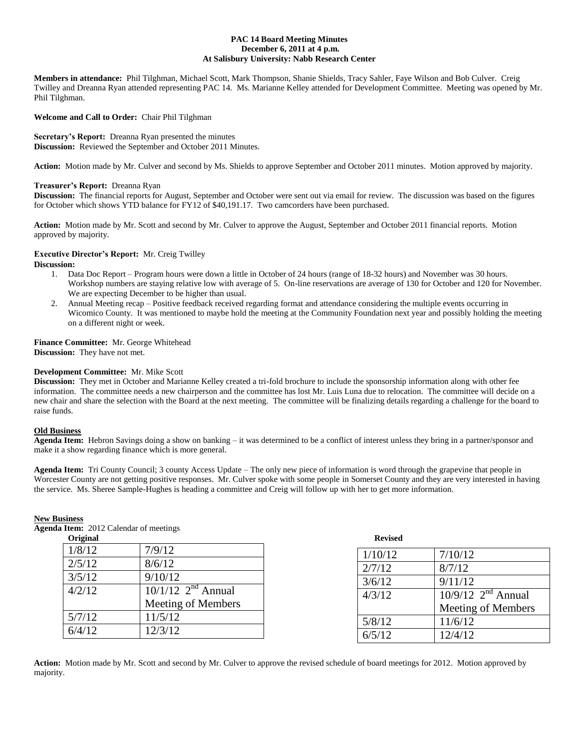**PAC 14 Board Meeting Minutes**
**December 6, 2011 at 4 p.m.**
**At Salisbury University: Nabb Research Center**

**Members in attendance:** Phil Tilghman, Michael Scott, Mark Thompson, Shanie Shields, Tracy Sahler, Faye Wilson and Bob Culver. Creig Twilley and Dreanna Ryan attended representing PAC 14. Ms. Marianne Kelley attended for Development Committee. Meeting was opened by Mr. Phil Tilghman.

**Welcome and Call to Order:** Chair Phil Tilghman

**Secretary's Report:** Dreanna Ryan presented the minutes
**Discussion:** Reviewed the September and October 2011 Minutes.

**Action:** Motion made by Mr. Culver and second by Ms. Shields to approve September and October 2011 minutes. Motion approved by majority.

**Treasurer's Report:** Dreanna Ryan
**Discussion:** The financial reports for August, September and October were sent out via email for review. The discussion was based on the figures for October which shows YTD balance for FY12 of $40,191.17. Two camcorders have been purchased.

**Action:** Motion made by Mr. Scott and second by Mr. Culver to approve the August, September and October 2011 financial reports. Motion approved by majority.

**Executive Director's Report:** Mr. Creig Twilley
**Discussion:**

1. Data Doc Report – Program hours were down a little in October of 24 hours (range of 18-32 hours) and November was 30 hours. Workshop numbers are staying relative low with average of 5. On-line reservations are average of 130 for October and 120 for November. We are expecting December to be higher than usual.
2. Annual Meeting recap – Positive feedback received regarding format and attendance considering the multiple events occurring in Wicomico County. It was mentioned to maybe hold the meeting at the Community Foundation next year and possibly holding the meeting on a different night or week.

**Finance Committee:** Mr. George Whitehead
**Discussion:** They have not met.

**Development Committee:** Mr. Mike Scott
**Discussion:** They met in October and Marianne Kelley created a tri-fold brochure to include the sponsorship information along with other fee information. The committee needs a new chairperson and the committee has lost Mr. Luis Luna due to relocation. The committee will decide on a new chair and share the selection with the Board at the next meeting. The committee will be finalizing details regarding a challenge for the board to raise funds.

**Old Business**

**Agenda Item:** Hebron Savings doing a show on banking – it was determined to be a conflict of interest unless they bring in a partner/sponsor and make it a show regarding finance which is more general.

**Agenda Item:** Tri County Council; 3 county Access Update – The only new piece of information is word through the grapevine that people in Worcester County are not getting positive responses. Mr. Culver spoke with some people in Somerset County and they are very interested in having the service. Ms. Sheree Sample-Hughes is heading a committee and Creig will follow up with her to get more information.

**New Business**

**Agenda Item:** 2012 Calendar of meetings

**Original**

| | |
|---|---|
| 1/8/12 | 7/9/12 |
| 2/5/12 | 8/6/12 |
| 3/5/12 | 9/10/12 |
| 4/2/12 | 10/1/12 2nd Annual Meeting of Members |
| 5/7/12 | 11/5/12 |
| 6/4/12 | 12/3/12 |

**Revised**

| | |
|---|---|
| 1/10/12 | 7/10/12 |
| 2/7/12 | 8/7/12 |
| 3/6/12 | 9/11/12 |
| 4/3/12 | 10/9/12 2nd Annual Meeting of Members |
| 5/8/12 | 11/6/12 |
| 6/5/12 | 12/4/12 |

**Action:** Motion made by Mr. Scott and second by Mr. Culver to approve the revised schedule of board meetings for 2012. Motion approved by majority.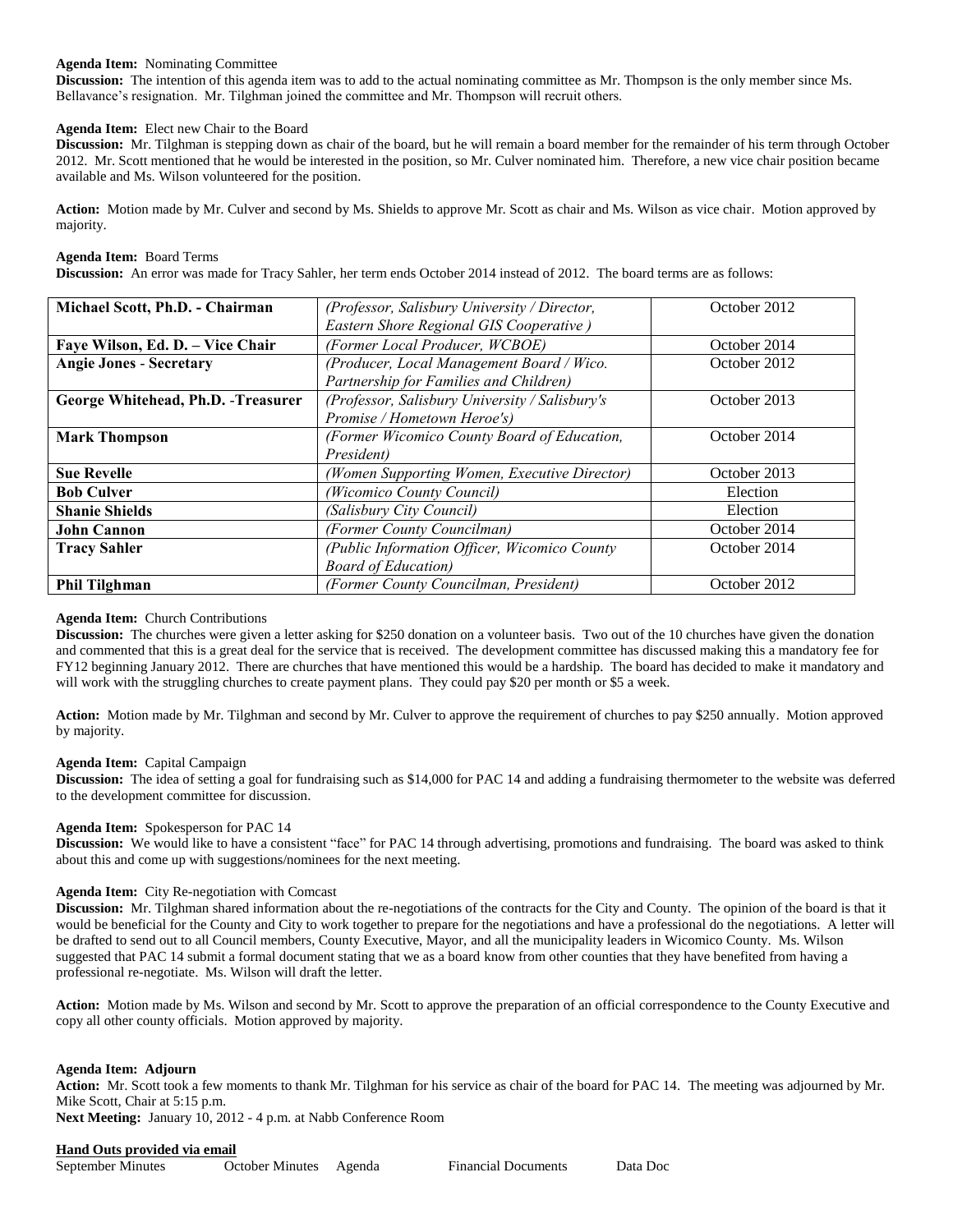**Agenda Item:** Nominating Committee
**Discussion:** The intention of this agenda item was to add to the actual nominating committee as Mr. Thompson is the only member since Ms. Bellavance's resignation. Mr. Tilghman joined the committee and Mr. Thompson will recruit others.

**Agenda Item:** Elect new Chair to the Board
**Discussion:** Mr. Tilghman is stepping down as chair of the board, but he will remain a board member for the remainder of his term through October 2012. Mr. Scott mentioned that he would be interested in the position, so Mr. Culver nominated him. Therefore, a new vice chair position became available and Ms. Wilson volunteered for the position.

**Action:** Motion made by Mr. Culver and second by Ms. Shields to approve Mr. Scott as chair and Ms. Wilson as vice chair. Motion approved by majority.

**Agenda Item:** Board Terms
**Discussion:** An error was made for Tracy Sahler, her term ends October 2014 instead of 2012. The board terms are as follows:

| | | |
|---|---|---|
| **Michael Scott, Ph.D. - Chairman** | *(Professor, Salisbury University / Director, Eastern Shore Regional GIS Cooperative )* | October 2012 |
| **Faye Wilson, Ed. D. – Vice Chair** | *(Former Local Producer, WCBOE)* | October 2014 |
| **Angie Jones - Secretary** | *(Producer, Local Management Board / Wico. Partnership for Families and Children)* | October 2012 |
| **George Whitehead, Ph.D. -Treasurer** | *(Professor, Salisbury University / Salisbury's Promise / Hometown Heroe's)* | October 2013 |
| **Mark Thompson** | *(Former Wicomico County Board of Education, President)* | October 2014 |
| **Sue Revelle** | *(Women Supporting Women, Executive Director)* | October 2013 |
| **Bob Culver** | *(Wicomico County Council)* | Election |
| **Shanie Shields** | *(Salisbury City Council)* | Election |
| **John Cannon** | *(Former County Councilman)* | October 2014 |
| **Tracy Sahler** | *(Public Information Officer, Wicomico County Board of Education)* | October 2014 |
| **Phil Tilghman** | *(Former County Councilman, President)* | October 2012 |

**Agenda Item:** Church Contributions
**Discussion:** The churches were given a letter asking for $250 donation on a volunteer basis. Two out of the 10 churches have given the donation and commented that this is a great deal for the service that is received. The development committee has discussed making this a mandatory fee for FY12 beginning January 2012. There are churches that have mentioned this would be a hardship. The board has decided to make it mandatory and will work with the struggling churches to create payment plans. They could pay $20 per month or $5 a week.

**Action:** Motion made by Mr. Tilghman and second by Mr. Culver to approve the requirement of churches to pay $250 annually. Motion approved by majority.

**Agenda Item:** Capital Campaign
**Discussion:** The idea of setting a goal for fundraising such as $14,000 for PAC 14 and adding a fundraising thermometer to the website was deferred to the development committee for discussion.

**Agenda Item:** Spokesperson for PAC 14
**Discussion:** We would like to have a consistent "face" for PAC 14 through advertising, promotions and fundraising. The board was asked to think about this and come up with suggestions/nominees for the next meeting.

**Agenda Item:** City Re-negotiation with Comcast
**Discussion:** Mr. Tilghman shared information about the re-negotiations of the contracts for the City and County. The opinion of the board is that it would be beneficial for the County and City to work together to prepare for the negotiations and have a professional do the negotiations. A letter will be drafted to send out to all Council members, County Executive, Mayor, and all the municipality leaders in Wicomico County. Ms. Wilson suggested that PAC 14 submit a formal document stating that we as a board know from other counties that they have benefited from having a professional re-negotiate. Ms. Wilson will draft the letter.

**Action:** Motion made by Ms. Wilson and second by Mr. Scott to approve the preparation of an official correspondence to the County Executive and copy all other county officials. Motion approved by majority.

**Agenda Item: Adjourn**
**Action:** Mr. Scott took a few moments to thank Mr. Tilghman for his service as chair of the board for PAC 14. The meeting was adjourned by Mr. Mike Scott, Chair at 5:15 p.m.
**Next Meeting:** January 10, 2012 - 4 p.m. at Nabb Conference Room

**Hand Outs provided via email**
September Minutes October Minutes Agenda Financial Documents Data Doc